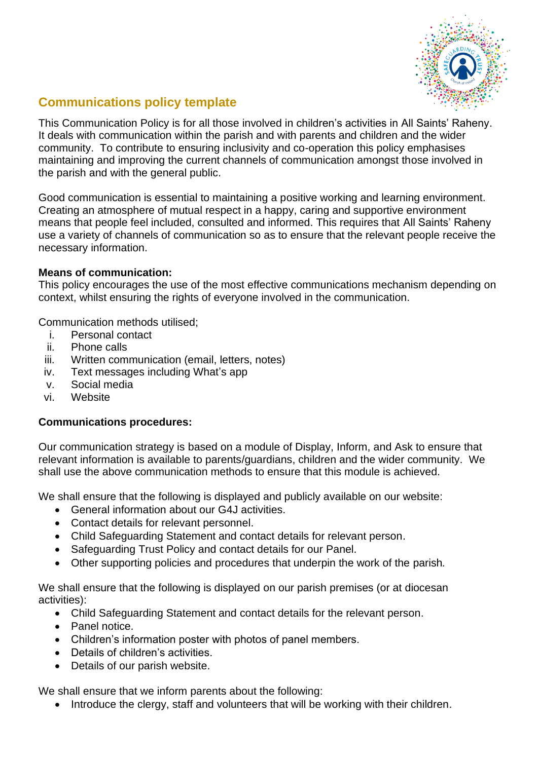# Communications policy template

This Communication Policy is for all those involved in children's activities in All Saints' Raheny. It deals with communication within the parish and with parents and children and the wider community. To contribute to ensuring inclusivity and co-operation this policy emphasises maintaining and improving the current channels of communication amongst those involved in the parish and with the general public.

Good communication is essential to maintaining a positive working and learning environment. Creating an atmosphere of mutual respect in a happy, caring and supportive environment means that people feel included, consulted and informed. This requires that All Saints' Raheny use a variety of channels of communication so as to ensure that the relevant people receive the necessary information.

**Means of communication:**
This policy encourages the use of the most effective communications mechanism depending on context, whilst ensuring the rights of everyone involved in the communication.

Communication methods utilised;

i. Personal contact
ii. Phone calls
iii. Written communication (email, letters, notes)
iv. Text messages including What's app
v. Social media
vi. Website

**Communications procedures:**

Our communication strategy is based on a module of Display, Inform, and Ask to ensure that relevant information is available to parents/guardians, children and the wider community. We shall use the above communication methods to ensure that this module is achieved.

We shall ensure that the following is displayed and publicly available on our website:

- General information about our G4J activities.
- Contact details for relevant personnel.
- Child Safeguarding Statement and contact details for relevant person.
- Safeguarding Trust Policy and contact details for our Panel.
- Other supporting policies and procedures that underpin the work of the parish.

We shall ensure that the following is displayed on our parish premises (or at diocesan activities):

- Child Safeguarding Statement and contact details for the relevant person.
- Panel notice.
- Children's information poster with photos of panel members.
- Details of children's activities.
- Details of our parish website.

We shall ensure that we inform parents about the following:

- Introduce the clergy, staff and volunteers that will be working with their children.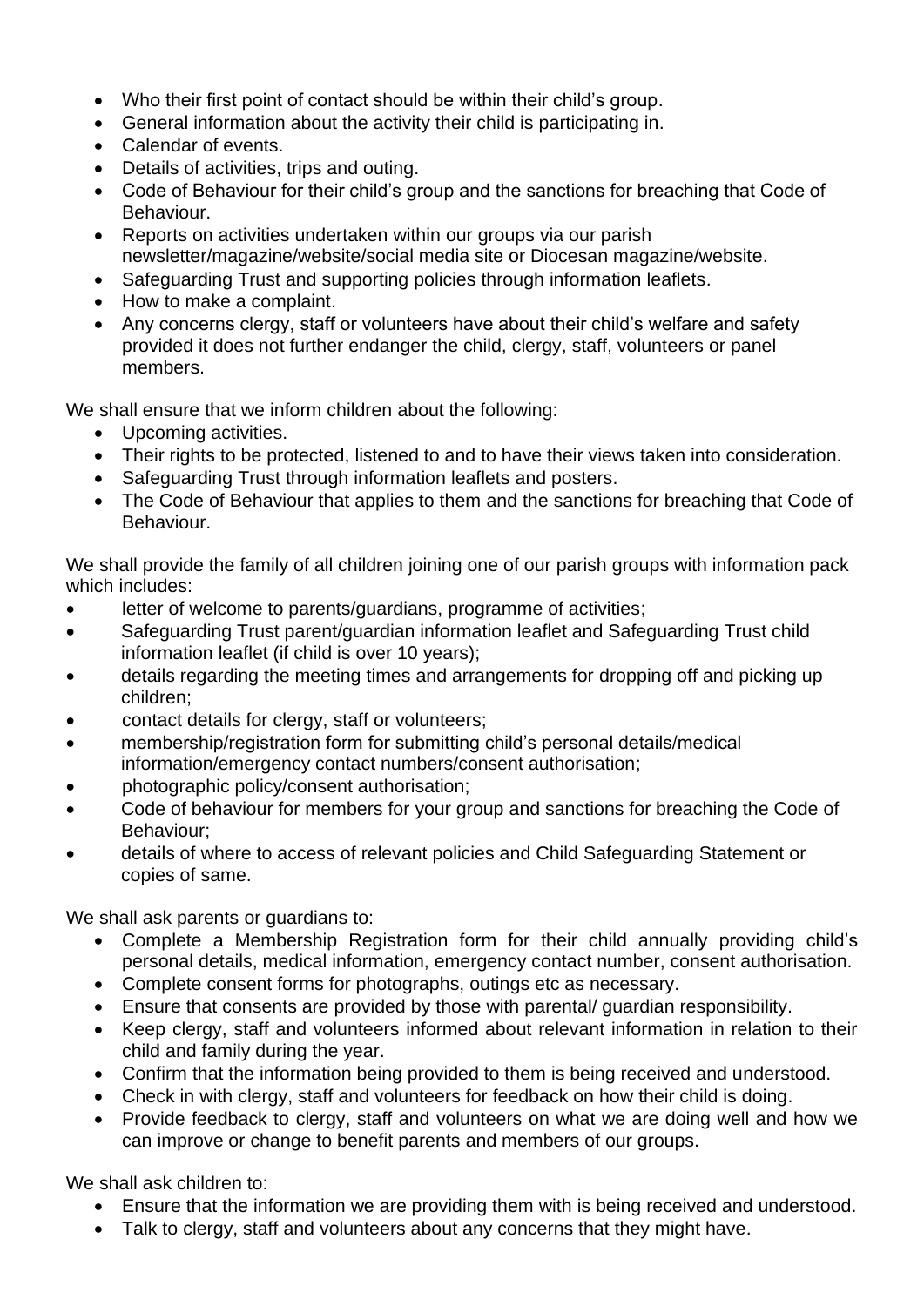- Who their first point of contact should be within their child's group.
- General information about the activity their child is participating in.
- Calendar of events.
- Details of activities, trips and outing.
- Code of Behaviour for their child's group and the sanctions for breaching that Code of Behaviour.
- Reports on activities undertaken within our groups via our parish newsletter/magazine/website/social media site or Diocesan magazine/website.
- Safeguarding Trust and supporting policies through information leaflets.
- How to make a complaint.
- Any concerns clergy, staff or volunteers have about their child's welfare and safety provided it does not further endanger the child, clergy, staff, volunteers or panel members.

We shall ensure that we inform children about the following:

- Upcoming activities.
- Their rights to be protected, listened to and to have their views taken into consideration.
- Safeguarding Trust through information leaflets and posters.
- The Code of Behaviour that applies to them and the sanctions for breaching that Code of Behaviour.

We shall provide the family of all children joining one of our parish groups with information pack which includes:

- letter of welcome to parents/guardians, programme of activities;
- Safeguarding Trust parent/guardian information leaflet and Safeguarding Trust child information leaflet (if child is over 10 years);
- details regarding the meeting times and arrangements for dropping off and picking up children;
- contact details for clergy, staff or volunteers;
- membership/registration form for submitting child's personal details/medical information/emergency contact numbers/consent authorisation;
- photographic policy/consent authorisation;
- Code of behaviour for members for your group and sanctions for breaching the Code of Behaviour;
- details of where to access of relevant policies and Child Safeguarding Statement or copies of same.

We shall ask parents or guardians to:

- Complete a Membership Registration form for their child annually providing child's personal details, medical information, emergency contact number, consent authorisation.
- Complete consent forms for photographs, outings etc as necessary.
- Ensure that consents are provided by those with parental/ guardian responsibility.
- Keep clergy, staff and volunteers informed about relevant information in relation to their child and family during the year.
- Confirm that the information being provided to them is being received and understood.
- Check in with clergy, staff and volunteers for feedback on how their child is doing.
- Provide feedback to clergy, staff and volunteers on what we are doing well and how we can improve or change to benefit parents and members of our groups.

We shall ask children to:

- Ensure that the information we are providing them with is being received and understood.
- Talk to clergy, staff and volunteers about any concerns that they might have.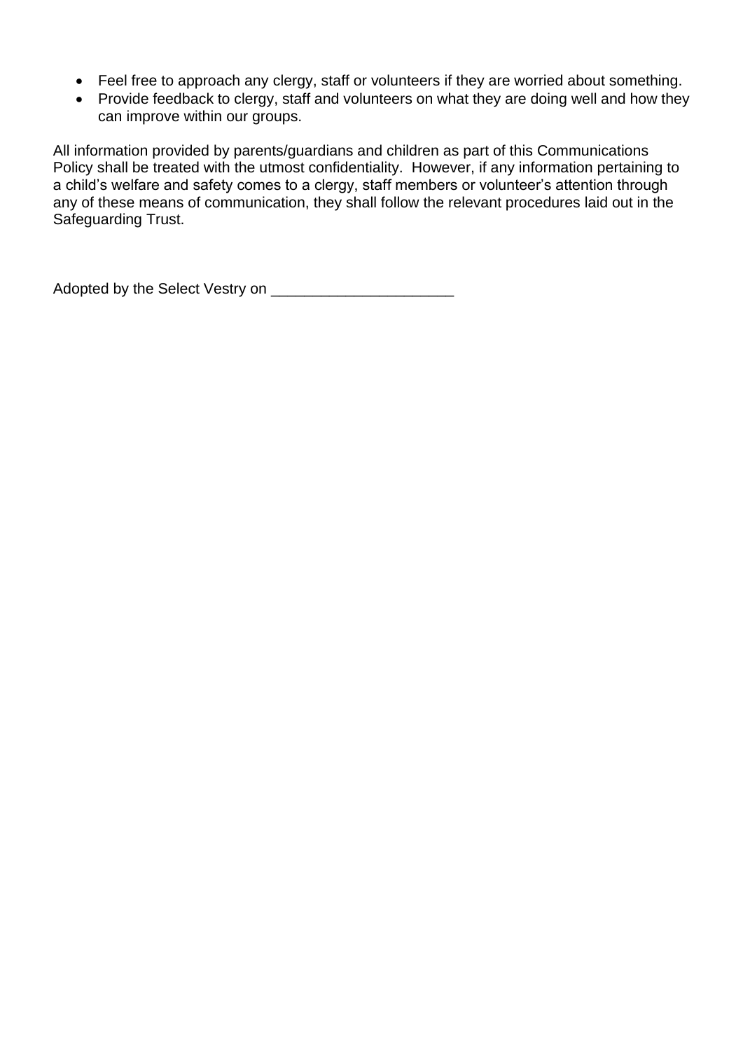- Feel free to approach any clergy, staff or volunteers if they are worried about something.
- Provide feedback to clergy, staff and volunteers on what they are doing well and how they can improve within our groups.

All information provided by parents/guardians and children as part of this Communications Policy shall be treated with the utmost confidentiality. However, if any information pertaining to a child's welfare and safety comes to a clergy, staff members or volunteer's attention through any of these means of communication, they shall follow the relevant procedures laid out in the Safeguarding Trust.

Adopted by the Select Vestry on ______________________